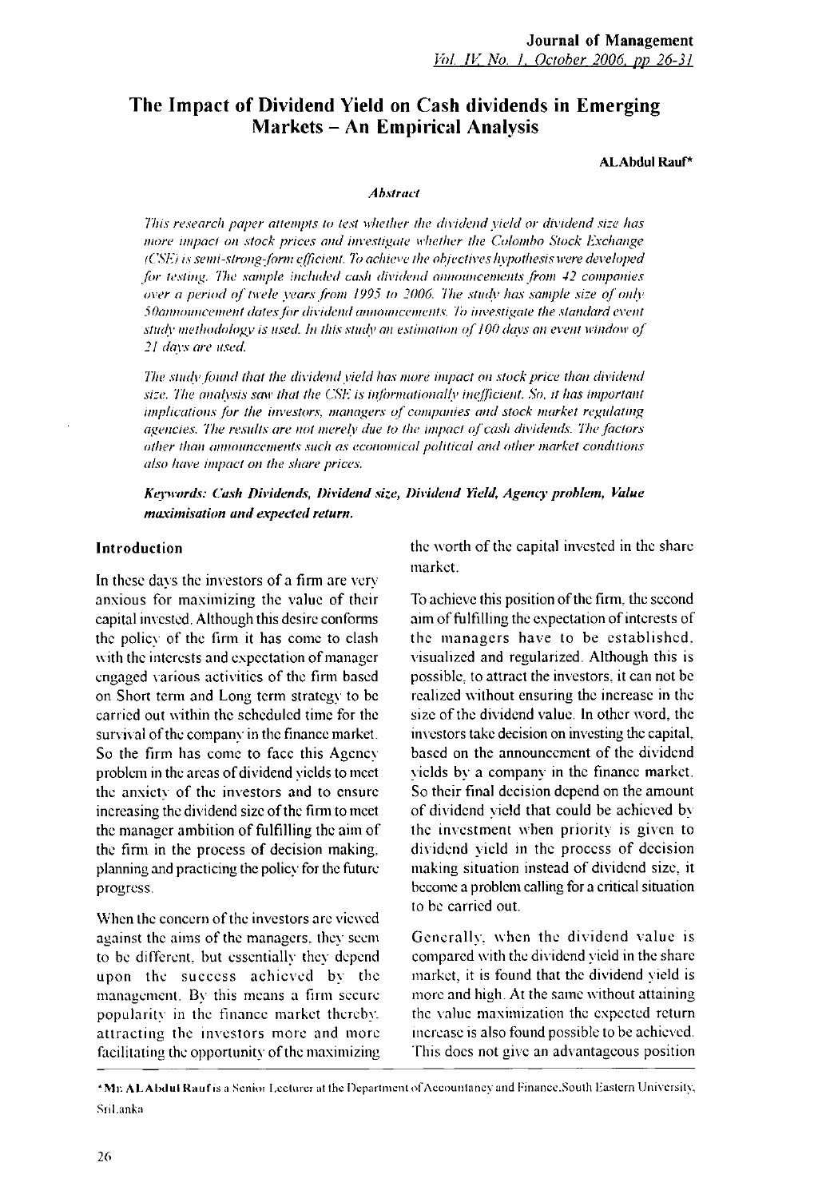# The Impact of Dividend Yield on Cash dividends in Emerging Markets – An Empirical Analysis

**ALAbdul Rauf***

### *Abstract*

*This research paper attempts to test whether the dividend yield or dividend size has more impact on stock prices and investigate whether the Colombo Stock Exchange (CSE) is semi-strong-form efficient. To achieve the objectives hypothesis were developed for testing. The sample included cash dividend announcements from 42 companies over a period of twele years from 1995 to 2006. The study has sample size of only 50announcement dates for dividend announcements. To investigate the standard event study methodology is used. In this study an estimation of 100 days an event window of 21 days are used.*

*The study found that the dividend yield has more impact on stock price than dividend size. The analysis saw that the CSE is informationally inefficient. So, it has important implications for the investors, managers of companies and stock market regulating agencies. The results are not merely due to the impact of cash dividends. The factors other than announcements such as economical political and other market conditions also have impact on the share prices.*

***Keywords: Cash Dividends, Dividend size, Dividend Yield, Agency problem, Value maximisation and expected return.***

## Introduction

In these days the investors of a firm are very anxious for maximizing the value of their capital invested. Although this desire conforms the policy of the firm it has come to clash with the interests and expectation of manager engaged various activities of the firm based on Short term and Long term strategy to be carried out within the scheduled time for the survival of the company in the finance market. So the firm has come to face this Agency problem in the areas of dividend yields to meet the anxiety of the investors and to ensure increasing the dividend size of the firm to meet the manager ambition of fulfilling the aim of the firm in the process of decision making, planning and practicing the policy for the future progress.

When the concern of the investors are viewed against the aims of the managers, they seem to be different, but essentially they depend upon the success achieved by the management. By this means a firm secure popularity in the finance market thereby. attracting the investors more and more facilitating the opportunity of the maximizing the worth of the capital invested in the share market.

To achieve this position of the firm, the second aim of fulfilling the expectation of interests of the managers have to be established, visualized and regularized. Although this is possible, to attract the investors, it can not be realized without ensuring the increase in the size of the dividend value. In other word, the investors take decision on investing the capital, based on the announcement of the dividend yields by a company in the finance market. So their final decision depend on the amount of dividend yield that could be achieved by the investment when priority is given to dividend yield in the process of decision making situation instead of dividend size, it become a problem calling for a critical situation to be carried out.

Generally, when the dividend value is compared with the dividend yield in the share market, it is found that the dividend yield is more and high. At the same without attaining the value maximization the expected return increase is also found possible to be achieved. This does not give an advantageous position

---

* **Mr. AL Abdul Rauf** is a Senior Lecturer at the Department of Accountancy and Finance, South Eastern University, SriLanka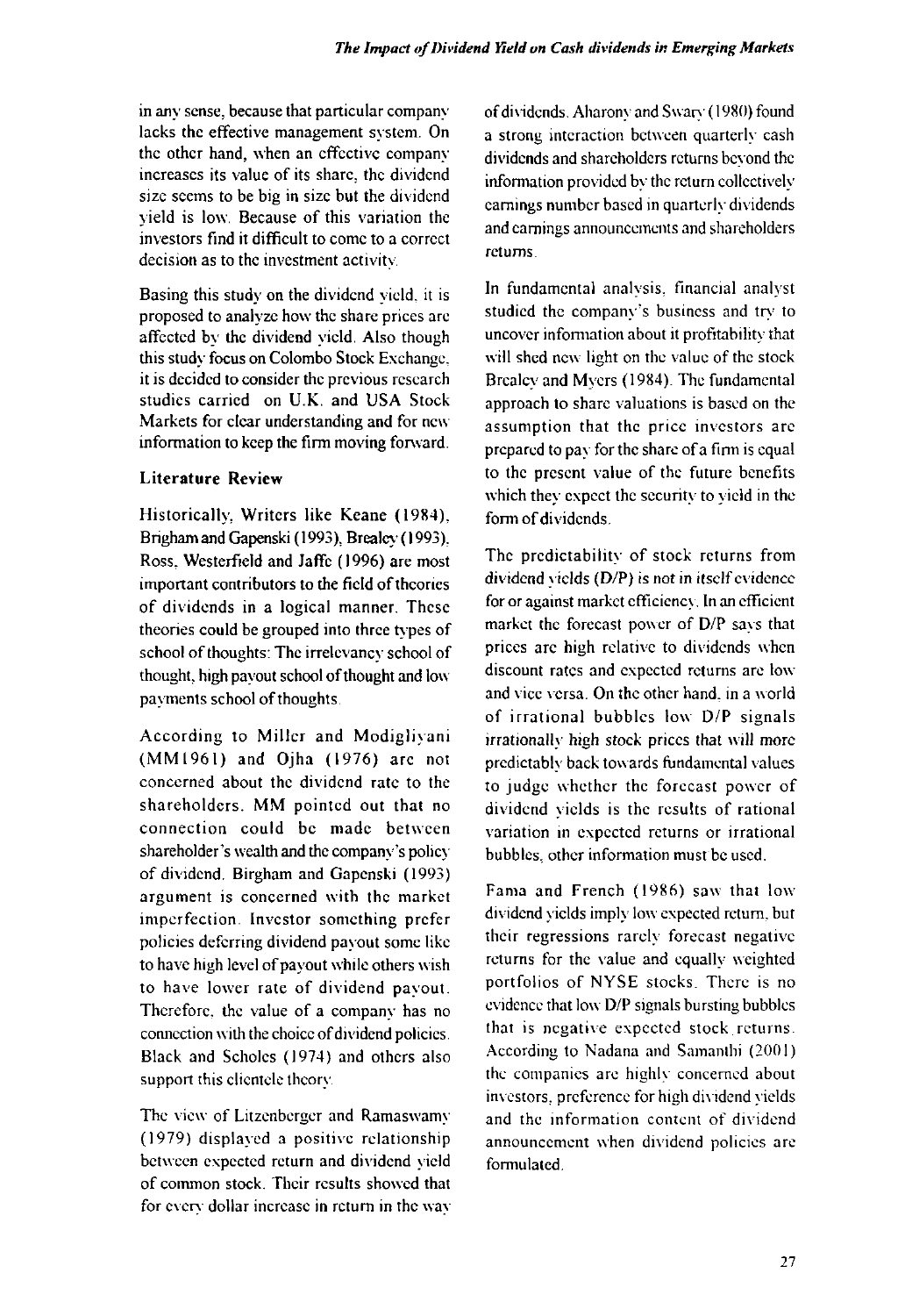in any sense, because that particular company lacks the effective management system. On the other hand, when an effective company increases its value of its share, the dividend size seems to be big in size but the dividend yield is low. Because of this variation the investors find it difficult to come to a correct decision as to the investment activity.

Basing this study on the dividend yield, it is proposed to analyze how the share prices are affected by the dividend yield. Also though this study focus on Colombo Stock Exchange, it is decided to consider the previous research studies carried on U.K. and USA Stock Markets for clear understanding and for new information to keep the firm moving forward.

## Literature Review

Historically, Writers like Keane (1984), Brigham and Gapenski (1993), Brealey (1993), Ross, Westerfield and Jaffe (1996) are most important contributors to the field of theories of dividends in a logical manner. These theories could be grouped into three types of school of thoughts: The irrelevancy school of thought, high payout school of thought and low payments school of thoughts.

According to Miller and Modigliyani (MM1961) and Ojha (1976) are not concerned about the dividend rate to the shareholders. MM pointed out that no connection could be made between shareholder's wealth and the company's policy of dividend. Birgham and Gapenski (1993) argument is concerned with the market imperfection. Investor something prefer policies deferring dividend payout some like to have high level of payout while others wish to have lower rate of dividend payout. Therefore, the value of a company has no connection with the choice of dividend policies. Black and Scholes (1974) and others also support this clientele theory.

The view of Litzenberger and Ramaswamy (1979) displayed a positive relationship between expected return and dividend yield of common stock. Their results showed that for every dollar increase in return in the way of dividends. Aharony and Swary (1980) found a strong interaction between quarterly cash dividends and shareholders returns beyond the information provided by the return collectively earnings number based in quarterly dividends and earnings announcements and shareholders returns.

In fundamental analysis, financial analyst studied the company's business and try to uncover information about it profitability that will shed new light on the value of the stock Brealey and Myers (1984). The fundamental approach to share valuations is based on the assumption that the price investors are prepared to pay for the share of a firm is equal to the present value of the future benefits which they expect the security to yield in the form of dividends.

The predictability of stock returns from dividend yields (D/P) is not in itself evidence for or against market efficiency. In an efficient market the forecast power of D/P says that prices are high relative to dividends when discount rates and expected returns are low and vice versa. On the other hand, in a world of irrational bubbles low D/P signals irrationally high stock prices that will more predictably back towards fundamental values to judge whether the forecast power of dividend yields is the results of rational variation in expected returns or irrational bubbles, other information must be used.

Fama and French (1986) saw that low dividend yields imply low expected return, but their regressions rarely forecast negative returns for the value and equally weighted portfolios of NYSE stocks. There is no evidence that low D/P signals bursting bubbles that is negative expected stock returns. According to Nadana and Samanthi (2001) the companies are highly concerned about investors, preference for high dividend yields and the information content of dividend announcement when dividend policies are formulated.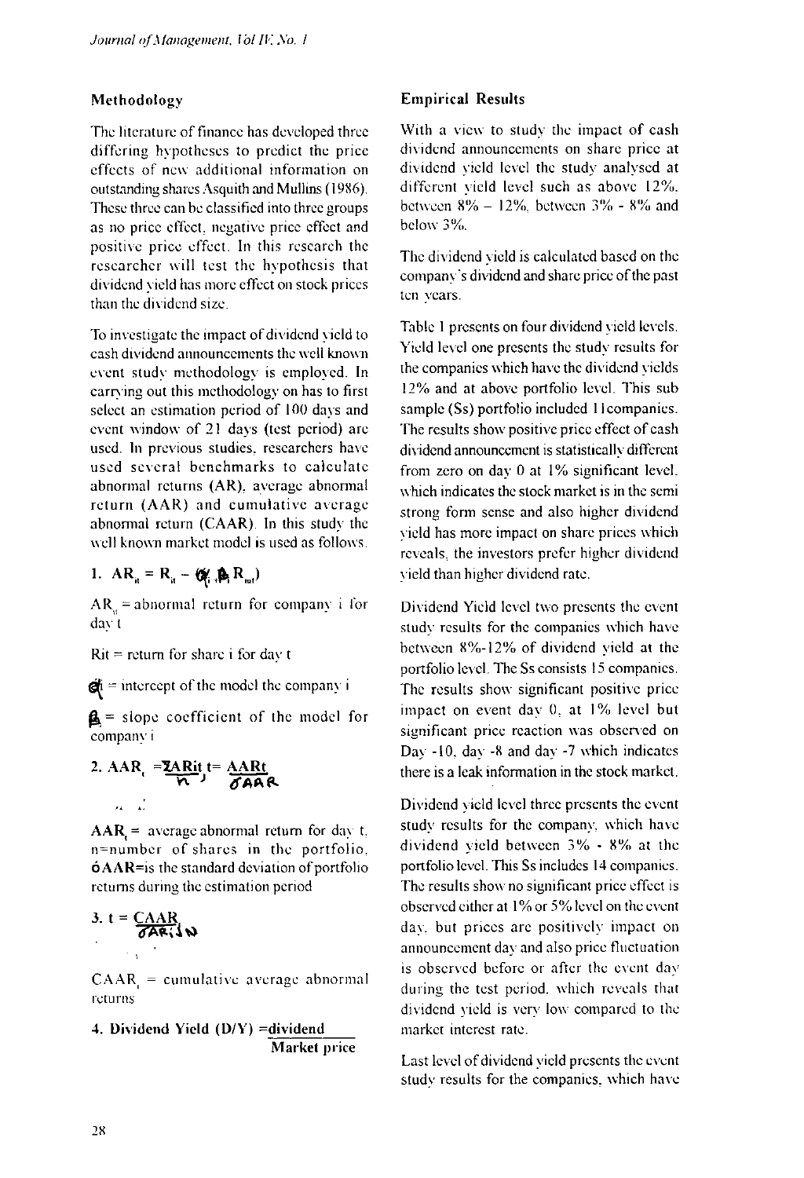## Methodology

The literature of finance has developed three differing hypotheses to predict the price effects of new additional information on outstanding shares Asquith and Mullins (1986). These three can be classified into three groups as no price effect, negative price effect and positive price effect. In this research the researcher will test the hypothesis that dividend yield has more effect on stock prices than the dividend size.

To investigate the impact of dividend yield to cash dividend announcements the well known event study methodology is employed. In carrying out this methodology on has to first select an estimation period of 100 days and event window of 21 days (test period) are used. In previous studies, researchers have used several benchmarks to calculate abnormal returns (AR), average abnormal return (AAR) and cumulative average abnormal return (CAAR). In this study the well known market model is used as follows.

$$1.\ AR_{it} = R_{it} - (\alpha_i + \beta_i R_{mt})$$

$AR_{it}$ = abnormal return for company i for day t

Rit = return for share i for day t

$\alpha_i$ = intercept of the model the company i

$\beta_i$ = slope coefficient of the model for company i

$$2.\ AAR_t = \frac{\Sigma ARit}{n},\ t = \frac{AARt}{\sigma AAR}$$

$AAR_t$ = average abnormal return for day t, n=number of shares in the portfolio, $\sigma$AAR=is the standard deviation of portfolio returns during the estimation period

$$3.\ t = \frac{CAAR}{\sigma AR\sqrt{N}}$$

$CAAR_t$ = cumulative average abnormal returns

$$4.\ \text{Dividend Yield (D/Y)} = \frac{\text{dividend}}{\text{Market price}}$$

## Empirical Results

With a view to study the impact of cash dividend announcements on share price at dividend yield level the study analysed at different yield level such as above 12%, between 8% – 12%, between 3% - 8% and below 3%.

The dividend yield is calculated based on the company's dividend and share price of the past ten years.

Table 1 presents on four dividend yield levels. Yield level one presents the study results for the companies which have the dividend yields 12% and at above portfolio level. This sub sample (Ss) portfolio included 11companies. The results show positive price effect of cash dividend announcement is statistically different from zero on day 0 at 1% significant level, which indicates the stock market is in the semi strong form sense and also higher dividend yield has more impact on share prices which reveals, the investors prefer higher dividend yield than higher dividend rate.

Dividend Yield level two presents the event study results for the companies which have between 8%-12% of dividend yield at the portfolio level. The Ss consists 15 companies. The results show significant positive price impact on event day 0, at 1% level but significant price reaction was observed on Day -10, day -8 and day -7 which indicates there is a leak information in the stock market.

Dividend yield level three presents the event study results for the company, which have dividend yield between 3% - 8% at the portfolio level. This Ss includes 14 companies. The results show no significant price effect is observed either at 1% or 5% level on the event day, but prices are positively impact on announcement day and also price fluctuation is observed before or after the event day during the test period, which reveals that dividend yield is very low compared to the market interest rate.

Last level of dividend yield presents the event study results for the companies, which have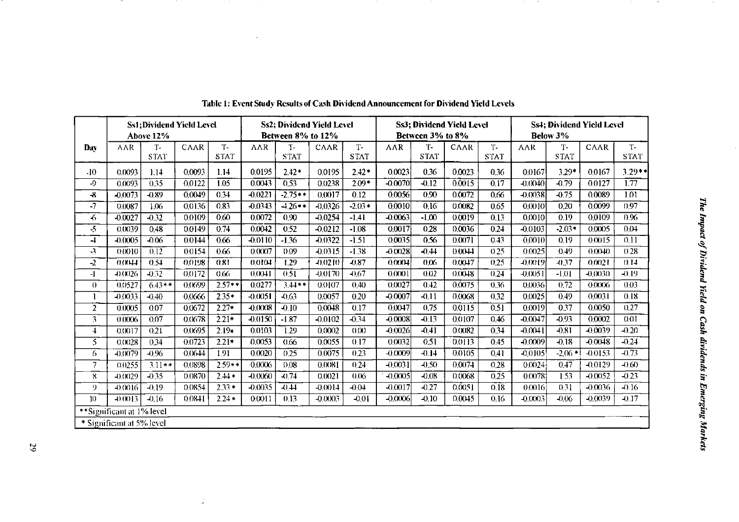**Table 1: Event Study Results of Cash Dividend Announcement for Dividend Yield Levels**

| Day | Ss1; Dividend Yield Level Above 12% | | | | Ss2; Dividend Yield Level Between 8% to 12% | | | | Ss3; Dividend Yield Level Between 3% to 8% | | | | Ss4; Dividend Yield Level Below 3% | | | |
|---|---|---|---|---|---|---|---|---|---|---|---|---|---|---|---|---|
| | AAR | T-STAT | CAAR | T-STAT | AAR | T-STAT | CAAR | T-STAT | AAR | T-STAT | CAAR | T-STAT | AAR | T-STAT | CAAR | T-STAT |
| -10 | 0.0093 | 1.14 | 0.0093 | 1.14 | 0.0195 | 2.42* | 0.0195 | 2.42* | 0.0023 | 0.36 | 0.0023 | 0.36 | 0.0167 | 3.29* | 0.0167 | 3.29** |
| -9 | 0.0093 | 0.35 | 0.0122 | 1.05 | 0.0043 | 0.53 | 0.0238 | 2.09* | -0.0070 | -0.12 | 0.0015 | 0.17 | -0.0040 | -0.79 | 0.0127 | 1.77 |
| -8 | -0.0073 | -0.89 | 0.0049 | 0.34 | -0.0221 | -2.75** | 0.0017 | 0.12 | 0.0056 | 0.90 | 0.0072 | 0.66 | -0.0038 | -0.75 | 0.0089 | 1.01 |
| -7 | 0.0087 | 1.06 | 0.0136 | 0.83 | -0.0343 | -4.26** | -0.0326 | -2.03* | 0.0010 | 0.16 | 0.0082 | 0.65 | 0.0010 | 0.20 | 0.0099 | 0.97 |
| -6 | -0.0027 | -0.32 | 0.0109 | 0.60 | 0.0072 | 0.90 | -0.0254 | -1.41 | -0.0063 | -1.00 | 0.0019 | 0.13 | 0.0010 | 0.19 | 0.0109 | 0.96 |
| -5 | 0.0039 | 0.48 | 0.0149 | 0.74 | 0.0042 | 0.52 | -0.0212 | -1.08 | 0.0017 | 0.28 | 0.0036 | 0.24 | -0.0103 | -2.03* | 0.0005 | 0.04 |
| -4 | -0.0005 | -0.06 | 0.0144 | 0.66 | -0.0110 | -1.36 | -0.0322 | -1.51 | 0.0035 | 0.56 | 0.0071 | 0.43 | 0.0010 | 0.19 | 0.0015 | 0.11 |
| -3 | 0.0010 | 0.12 | 0.0154 | 0.66 | 0.0007 | 0.09 | -0.0315 | -1.38 | -0.0028 | -0.44 | 0.0044 | 0.25 | 0.0025 | 0.49 | 0.0040 | 0.28 |
| -2 | 0.0044 | 0.54 | 0.0198 | 0.81 | 0.0104 | 1.29 | -0.0210 | -0.87 | 0.0004 | 0.06 | 0.0047 | 0.25 | -0.0019 | -0.37 | 0.0021 | 0.14 |
| -1 | -0.0026 | -0.32 | 0.0172 | 0.66 | 0.0041 | 0.51 | -0.0170 | -0.67 | 0.0001 | 0.02 | 0.0048 | 0.24 | -0.0051 | -1.01 | -0.0030 | -0.19 |
| 0 | 0.0527 | 6.43** | 0.0699 | 2.57** | 0.0277 | 3.44** | 0.0107 | 0.40 | 0.0027 | 0.42 | 0.0075 | 0.36 | 0.0036 | 0.72 | 0.0006 | 0.03 |
| 1 | -0.0033 | -0.40 | 0.0666 | 2.35* | -0.0051 | -0.63 | 0.0057 | 0.20 | -0.0007 | -0.11 | 0.0068 | 0.32 | 0.0025 | 0.49 | 0.0031 | 0.18 |
| 2 | 0.0005 | 0.07 | 0.0672 | 2.27* | -0.0008 | -0.10 | 0.0048 | 0.17 | 0.0047 | 0.75 | 0.0115 | 0.51 | 0.0019 | 0.37 | 0.0050 | 0.27 |
| 3 | 0.0006 | 0.07 | 0.0678 | 2.21* | -0.0150 | -1.87 | -0.0102 | -0.34 | -0.0008 | -0.13 | 0.0107 | 0.46 | -0.0047 | -0.93 | 0.0002 | 0.01 |
| 4 | 0.0017 | 0.21 | 0.0695 | 2.19* | 0.0103 | 1.29 | 0.0002 | 0.00 | -0.0026 | -0.41 | 0.0082 | 0.34 | -0.0041 | -0.81 | -0.0039 | -0.20 |
| 5 | 0.0028 | 0.34 | 0.0723 | 2.21* | -0.0053 | 0.66 | 0.0055 | 0.17 | 0.0032 | 0.51 | 0.0113 | 0.45 | -0.0009 | -0.18 | -0.0048 | -0.24 |
| 6 | -0.0079 | -0.96 | 0.0644 | 1.91 | 0.0020 | 0.25 | 0.0075 | 0.23 | -0.0009 | -0.14 | 0.0105 | 0.41 | -0.0105 | -2.06* | -0.0153 | -0.73 |
| 7 | 0.0255 | 3.11** | 0.0898 | 2.59** | 0.0006 | 0.08 | 0.0081 | 0.24 | -0.0031 | -0.50 | 0.0074 | 0.28 | 0.0024 | 0.47 | -0.0129 | -0.60 |
| 8 | -0.0029 | -0.35 | 0.0870 | 2.44* | -0.0060 | -0.74 | 0.0021 | 0.06 | -0.0005 | -0.08 | 0.0068 | 0.25 | 0.0078 | 1.53 | -0.0052 | -0.23 |
| 9 | -0.0016 | -0.19 | 0.0854 | 2.33* | -0.0035 | -0.44 | -0.0014 | -0.04 | -0.0017 | -0.27 | 0.0051 | 0.18 | 0.0016 | 0.31 | -0.0036 | -0.16 |
| 10 | -0.0013 | -0.16 | 0.0841 | 2.24* | 0.0011 | 0.13 | -0.0003 | -0.01 | -0.0006 | -0.10 | 0.0045 | 0.16 | -0.0003 | -0.06 | -0.0039 | -0.17 |

**Significant at 1% level

*Significant at 5% level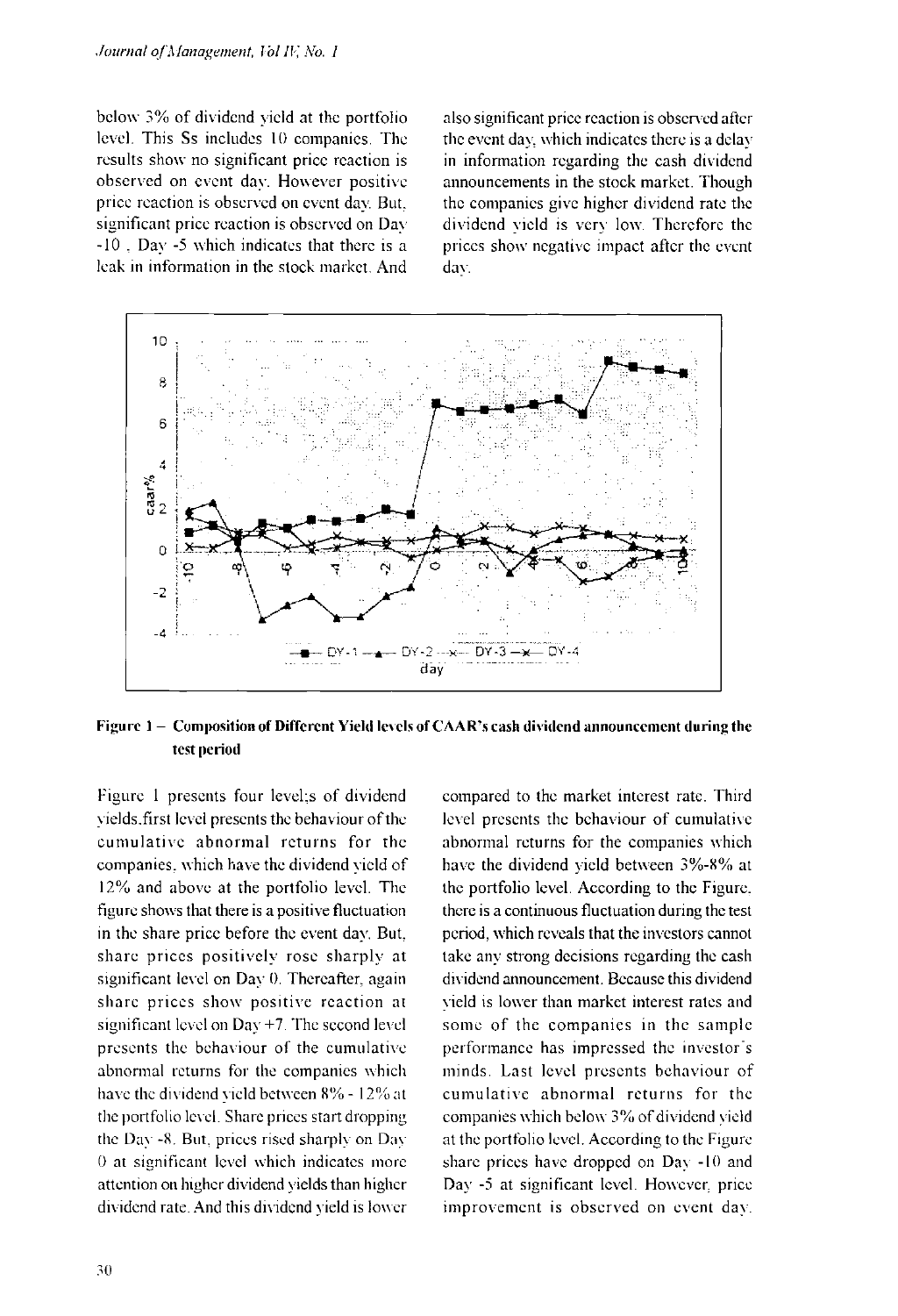below 3% of dividend yield at the portfolio level. This Ss includes 10 companies. The results show no significant price reaction is observed on event day. However positive price reaction is observed on event day. But, significant price reaction is observed on Day -10 , Day -5 which indicates that there is a leak in information in the stock market. And also significant price reaction is observed after the event day, which indicates there is a delay in information regarding the cash dividend announcements in the stock market. Though the companies give higher dividend rate the dividend yield is very low. Therefore the prices show negative impact after the event day.

**Figure 1 – Composition of Different Yield levels of CAAR's cash dividend announcement during the test period**

Figure 1 presents four level;s of dividend yields.first level presents the behaviour of the cumulative abnormal returns for the companies, which have the dividend yield of 12% and above at the portfolio level. The figure shows that there is a positive fluctuation in the share price before the event day. But, share prices positively rose sharply at significant level on Day 0. Thereafter, again share prices show positive reaction at significant level on Day +7. The second level presents the behaviour of the cumulative abnormal returns for the companies which have the dividend yield between 8% - 12% at the portfolio level. Share prices start dropping the Day -8. But, prices rised sharply on Day 0 at significant level which indicates more attention on higher dividend yields than higher dividend rate. And this dividend yield is lower compared to the market interest rate. Third level presents the behaviour of cumulative abnormal returns for the companies which have the dividend yield between 3%-8% at the portfolio level. According to the Figure. there is a continuous fluctuation during the test period, which reveals that the investors cannot take any strong decisions regarding the cash dividend announcement. Because this dividend yield is lower than market interest rates and some of the companies in the sample performance has impressed the investor's minds. Last level presents behaviour of cumulative abnormal returns for the companies which below 3% of dividend yield at the portfolio level. According to the Figure share prices have dropped on Day -10 and Day -5 at significant level. However, price improvement is observed on event day.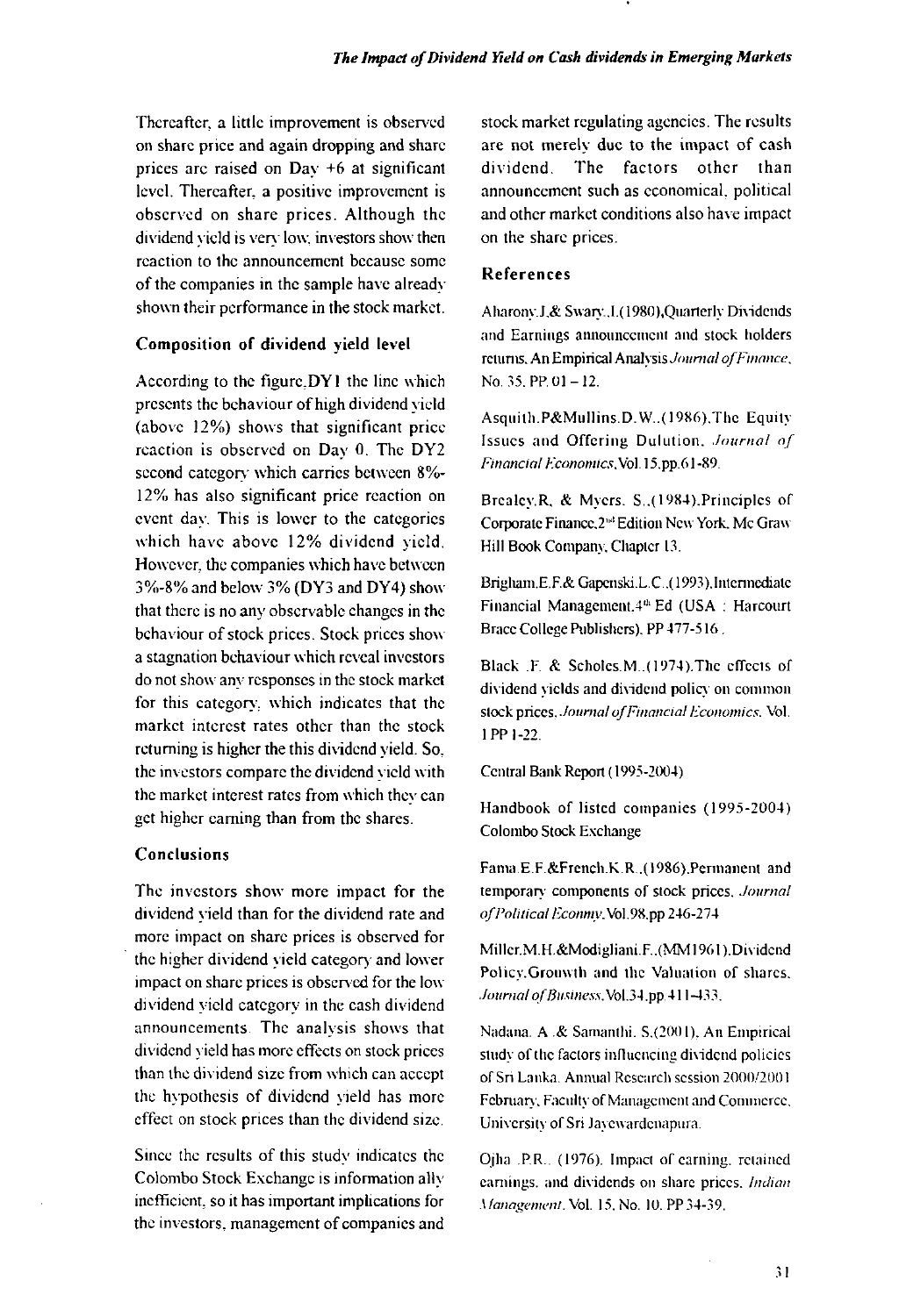Thereafter, a little improvement is observed on share price and again dropping and share prices are raised on Day +6 at significant level. Thereafter, a positive improvement is observed on share prices. Although the dividend yield is very low, investors show then reaction to the announcement because some of the companies in the sample have already shown their performance in the stock market.

### Composition of dividend yield level

According to the figure,DY1 the line which presents the behaviour of high dividend yield (above 12%) shows that significant price reaction is observed on Day 0. The DY2 second category which carries between 8%-12% has also significant price reaction on event day. This is lower to the categories which have above 12% dividend yield. However, the companies which have between 3%-8% and below 3% (DY3 and DY4) show that there is no any observable changes in the behaviour of stock prices. Stock prices show a stagnation behaviour which reveal investors do not show any responses in the stock market for this category, which indicates that the market interest rates other than the stock returning is higher the this dividend yield. So, the investors compare the dividend yield with the market interest rates from which they can get higher earning than from the shares.

### Conclusions

The investors show more impact for the dividend yield than for the dividend rate and more impact on share prices is observed for the higher dividend yield category and lower impact on share prices is observed for the low dividend yield category in the cash dividend announcements. The analysis shows that dividend yield has more effects on stock prices than the dividend size from which can accept the hypothesis of dividend yield has more effect on stock prices than the dividend size.

Since the results of this study indicates the Colombo Stock Exchange is information ally inefficient, so it has important implications for the investors, management of companies and stock market regulating agencies. The results are not merely due to the impact of cash dividend. The factors other than announcement such as economical, political and other market conditions also have impact on the share prices.

### References

Aharony.J.& Swary.I.(1980),Quarterly Dividends and Earnings announcement and stock holders returns. An Empirical Analysis *Journal of Finance*, No. 35. PP. 01 – 12.

Asquith.P&Mullins.D.W..(1986),The Equity Issues and Offering Dulution. *Journal of Financial Economics*,Vol.15,pp.61-89.

Brealey.R. & Myers. S.,(1984),Principles of Corporate Finance,2nd Edition New York. Mc Graw Hill Book Company, Chapter 13.

Brigham.E.F.& Gapenski.L.C.,(1993),Intermediate Financial Management.4th Ed (USA : Harcourt Brace College Publishers). PP 477-516 .

Black .F. & Scholes.M..(1974).The effects of dividend yields and dividend policy on common stock prices. *Journal of Financial Economics*. Vol. 1 PP 1-22.

Central Bank Report (1995-2004)

Handbook of listed companies (1995-2004) Colombo Stock Exchange

Fama.E.F.&French.K.R.,(1986),Permanent and temporary components of stock prices. *Journal of Political Econmy*.Vol.98,pp 246-274

Miller.M.H.&Modigliani.F..(MM1961).Dividend Policy,Grouwth and the Valuation of shares. *Journal of Business*.Vol.34.pp.411-433.

Nadana. A .& Samanthi. S.(2001). An Empirical study of the factors influencing dividend policies of Sri Lanka. Annual Research session 2000/2001 February, Faculty of Management and Commerce. University of Sri Jayewardenapura.

Ojha .P.R.. (1976). Impact of earning, retained earnings, and dividends on share prices. *Indian Management*. Vol. 15. No. 10. PP 34-39.